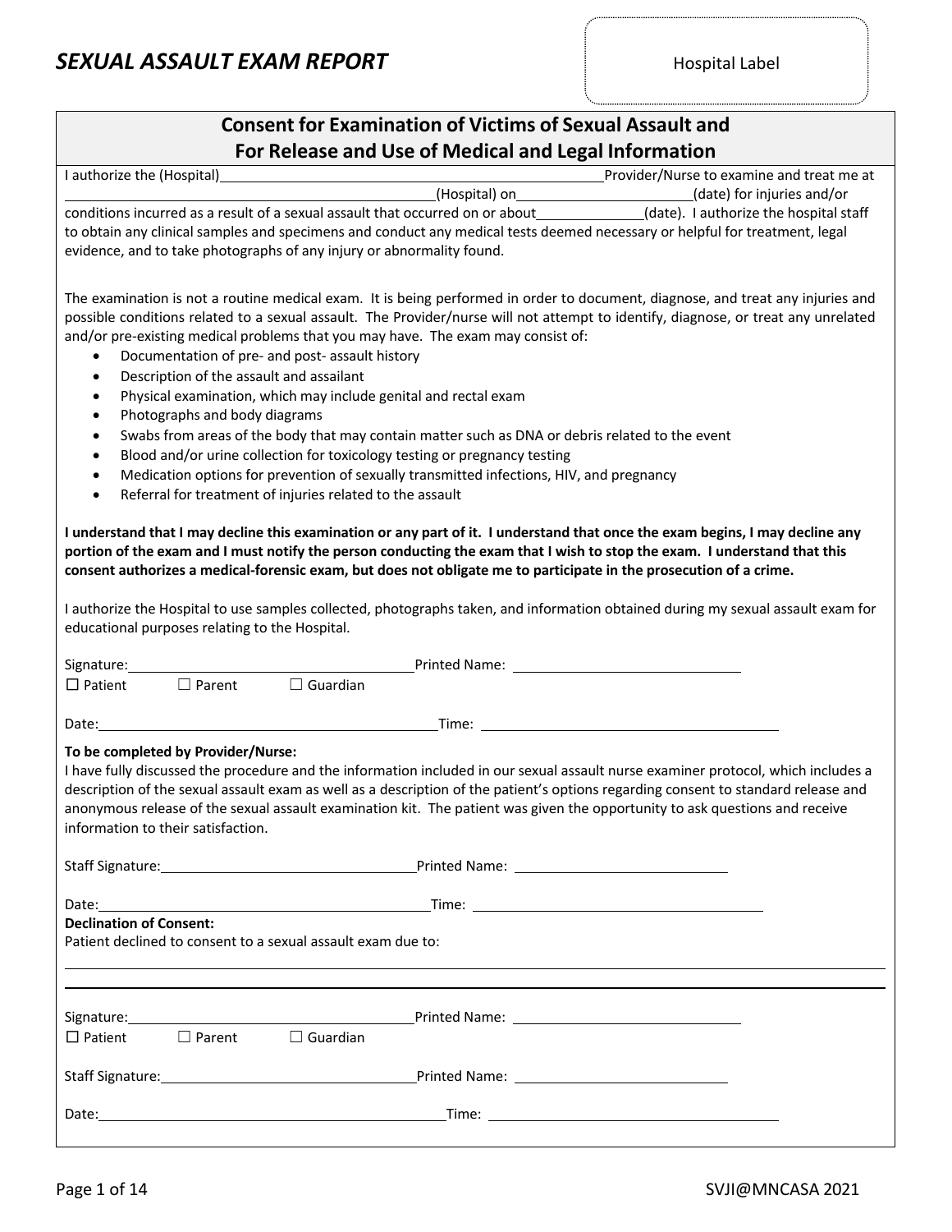# *SEXUAL ASSAULT EXAM REPORT*

Hospital Label

## Consent for Examination of Victims of Sexual Assault and For Release and Use of Medical and Legal Information

I authorize the (Hospital)\_\_\_\_\_\_\_\_\_\_\_\_\_\_\_\_\_\_\_\_\_\_\_\_\_\_\_\_\_\_\_\_\_\_\_\_\_\_\_\_ Provider/Nurse to examine and treat me at \_\_\_\_\_\_\_\_\_\_\_\_\_\_\_\_\_\_\_\_\_\_\_\_\_\_\_\_\_\_\_\_\_\_\_\_(Hospital) on\_\_\_\_\_\_\_\_\_\_\_\_\_\_\_\_\_\_(date) for injuries and/or conditions incurred as a result of a sexual assault that occurred on or about\_\_\_\_\_\_\_\_\_\_(date). I authorize the hospital staff to obtain any clinical samples and specimens and conduct any medical tests deemed necessary or helpful for treatment, legal evidence, and to take photographs of any injury or abnormality found.

The examination is not a routine medical exam. It is being performed in order to document, diagnose, and treat any injuries and possible conditions related to a sexual assault. The Provider/nurse will not attempt to identify, diagnose, or treat any unrelated and/or pre-existing medical problems that you may have. The exam may consist of:

- Documentation of pre- and post- assault history
- Description of the assault and assailant
- Physical examination, which may include genital and rectal exam
- Photographs and body diagrams
- Swabs from areas of the body that may contain matter such as DNA or debris related to the event
- Blood and/or urine collection for toxicology testing or pregnancy testing
- Medication options for prevention of sexually transmitted infections, HIV, and pregnancy
- Referral for treatment of injuries related to the assault

**I understand that I may decline this examination or any part of it. I understand that once the exam begins, I may decline any portion of the exam and I must notify the person conducting the exam that I wish to stop the exam. I understand that this consent authorizes a medical-forensic exam, but does not obligate me to participate in the prosecution of a crime.**

I authorize the Hospital to use samples collected, photographs taken, and information obtained during my sexual assault exam for educational purposes relating to the Hospital.

Signature:\_\_\_\_\_\_\_\_\_\_\_\_\_\_\_\_\_\_\_\_\_\_\_\_\_\_\_\_ Printed Name: \_\_\_\_\_\_\_\_\_\_\_\_\_\_\_\_\_\_\_\_\_\_\_\_

☐ Patient ☐ Parent ☐ Guardian

Date:\_\_\_\_\_\_\_\_\_\_\_\_\_\_\_\_\_\_\_\_\_\_\_\_\_\_\_\_\_\_\_\_ Time: \_\_\_\_\_\_\_\_\_\_\_\_\_\_\_\_\_\_\_\_\_\_\_\_\_\_\_\_\_\_

**To be completed by Provider/Nurse:**

I have fully discussed the procedure and the information included in our sexual assault nurse examiner protocol, which includes a description of the sexual assault exam as well as a description of the patient's options regarding consent to standard release and anonymous release of the sexual assault examination kit. The patient was given the opportunity to ask questions and receive information to their satisfaction.

Staff Signature:\_\_\_\_\_\_\_\_\_\_\_\_\_\_\_\_\_\_\_\_\_\_\_\_\_\_ Printed Name: \_\_\_\_\_\_\_\_\_\_\_\_\_\_\_\_\_\_\_\_\_\_\_\_

Date:\_\_\_\_\_\_\_\_\_\_\_\_\_\_\_\_\_\_\_\_\_\_\_\_\_\_\_\_\_\_\_\_ Time: \_\_\_\_\_\_\_\_\_\_\_\_\_\_\_\_\_\_\_\_\_\_\_\_\_\_\_\_\_\_

**Declination of Consent:**

Patient declined to consent to a sexual assault exam due to:

\_\_\_\_\_\_\_\_\_\_\_\_\_\_\_\_\_\_\_\_\_\_\_\_\_\_\_\_\_\_\_\_\_\_\_\_\_\_\_\_\_\_\_\_\_\_\_\_\_\_\_\_\_\_\_\_\_\_\_\_\_\_\_\_\_\_\_\_\_\_\_\_\_\_\_\_

\_\_\_\_\_\_\_\_\_\_\_\_\_\_\_\_\_\_\_\_\_\_\_\_\_\_\_\_\_\_\_\_\_\_\_\_\_\_\_\_\_\_\_\_\_\_\_\_\_\_\_\_\_\_\_\_\_\_\_\_\_\_\_\_\_\_\_\_\_\_\_\_\_\_\_\_

Signature:\_\_\_\_\_\_\_\_\_\_\_\_\_\_\_\_\_\_\_\_\_\_\_\_\_\_\_\_ Printed Name: \_\_\_\_\_\_\_\_\_\_\_\_\_\_\_\_\_\_\_\_\_\_\_\_

☐ Patient ☐ Parent ☐ Guardian

Staff Signature:\_\_\_\_\_\_\_\_\_\_\_\_\_\_\_\_\_\_\_\_\_\_\_\_\_\_ Printed Name: \_\_\_\_\_\_\_\_\_\_\_\_\_\_\_\_\_\_\_\_\_\_\_\_

Date:\_\_\_\_\_\_\_\_\_\_\_\_\_\_\_\_\_\_\_\_\_\_\_\_\_\_\_\_\_\_\_\_ Time: \_\_\_\_\_\_\_\_\_\_\_\_\_\_\_\_\_\_\_\_\_\_\_\_\_\_\_\_\_\_

SVJI@MNCASA 2021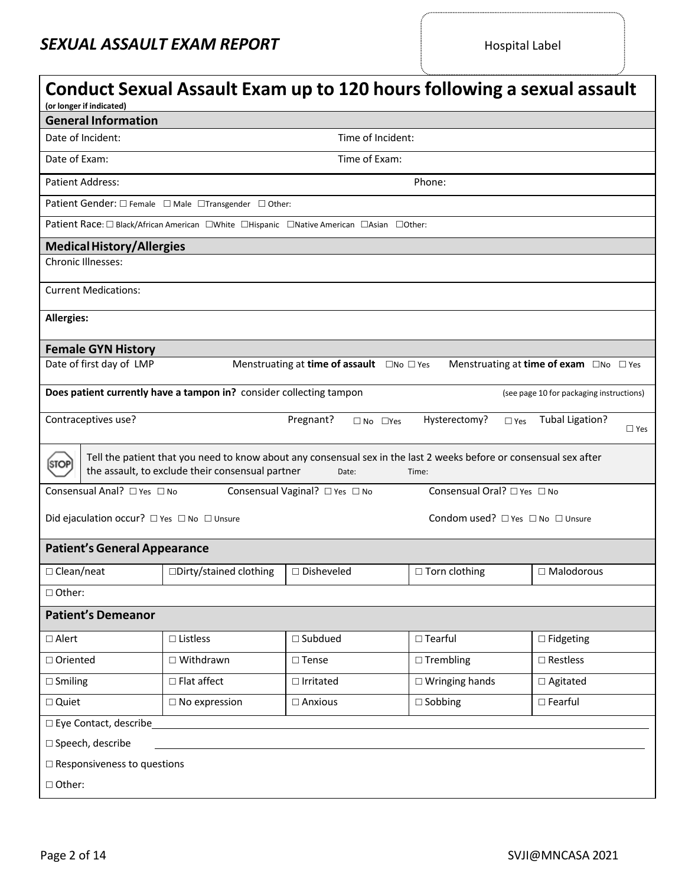## *SEXUAL ASSAULT EXAM REPORT*

Hospital Label

# Conduct Sexual Assault Exam up to 120 hours following a sexual assault

**(or longer if indicated)**

### General Information

Date of Incident: Time of Incident:

Date of Exam: Time of Exam:

Patient Address: Phone:

Patient Gender: ☐ Female ☐ Male ☐Transgender ☐ Other:

Patient Race: ☐ Black/African American ☐White ☐Hispanic ☐Native American ☐Asian ☐Other:

### Medical History/Allergies

Chronic Illnesses:

Current Medications:

**Allergies:**

### Female GYN History

Date of first day of LMP Menstruating at **time of assault** ☐No ☐ Yes Menstruating at **time of exam** ☐No ☐ Yes

**Does patient currently have a tampon in?** consider collecting tampon (see page 10 for packaging instructions)

Contraceptives use? Pregnant? ☐ No ☐Yes Hysterectomy? ☐ Yes Tubal Ligation? ☐ Yes

STOP Tell the patient that you need to know about any consensual sex in the last 2 weeks before or consensual sex after the assault, to exclude their consensual partner Date: Time:

Consensual Anal? ☐ Yes ☐ No Consensual Vaginal? ☐ Yes ☐ No Consensual Oral? ☐ Yes ☐ No

Did ejaculation occur? ☐ Yes ☐ No ☐ Unsure Condom used? ☐ Yes ☐ No ☐ Unsure

### Patient's General Appearance

| ☐ Clean/neat | ☐Dirty/stained clothing | ☐ Disheveled | ☐ Torn clothing | ☐ Malodorous |
|---|---|---|---|---|
| ☐ Other: | | | | |

### Patient's Demeanor

| ☐ Alert | ☐ Listless | ☐ Subdued | ☐ Tearful | ☐ Fidgeting |
|---|---|---|---|---|
| ☐ Oriented | ☐ Withdrawn | ☐ Tense | ☐ Trembling | ☐ Restless |
| ☐ Smiling | ☐ Flat affect | ☐ Irritated | ☐ Wringing hands | ☐ Agitated |
| ☐ Quiet | ☐ No expression | ☐ Anxious | ☐ Sobbing | ☐ Fearful |

☐ Eye Contact, describe\_\_\_\_\_\_\_\_\_\_\_\_\_\_\_\_\_\_\_\_\_\_\_\_\_\_\_\_\_\_\_\_\_\_\_\_\_\_\_\_

☐ Speech, describe \_\_\_\_\_\_\_\_\_\_\_\_\_\_\_\_\_\_\_\_\_\_\_\_\_\_\_\_\_\_\_\_\_\_\_\_\_\_\_\_

☐ Responsiveness to questions

☐ Other: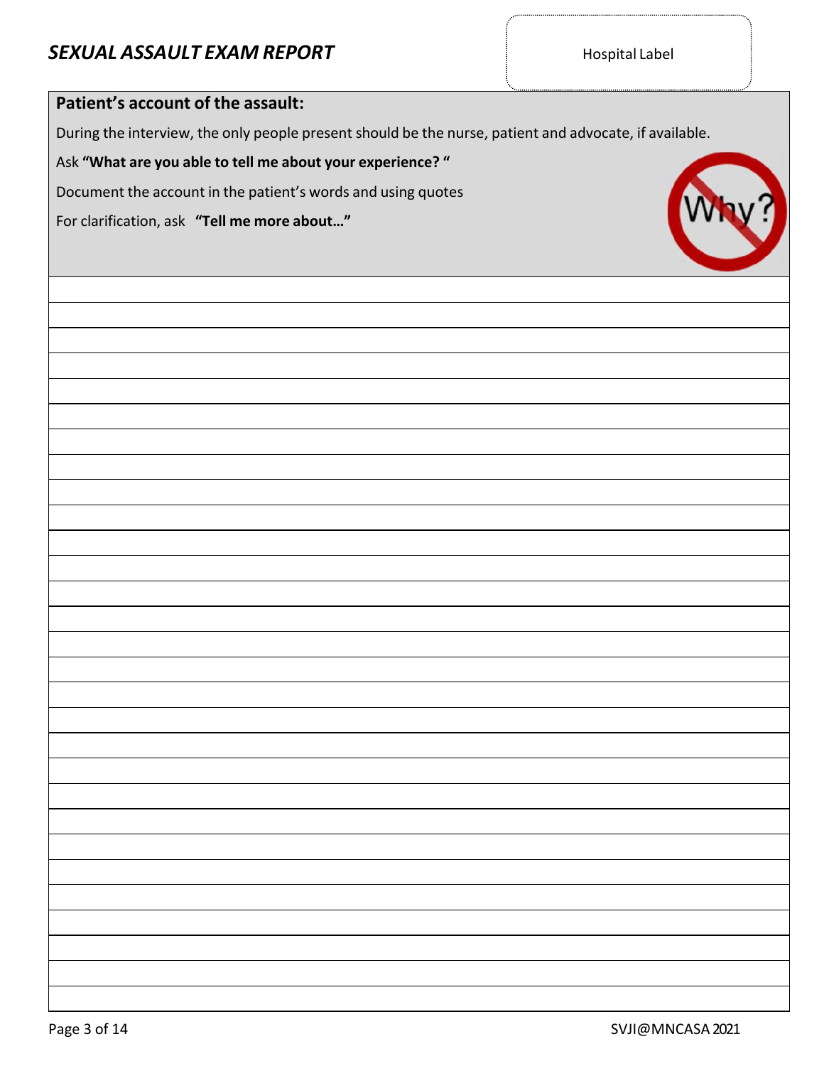## *SEXUAL ASSAULT EXAM REPORT*

Hospital Label

**Patient's account of the assault:**

During the interview, the only people present should be the nurse, patient and advocate, if available.

Ask **"What are you able to tell me about your experience? "**

Document the account in the patient's words and using quotes

For clarification, ask **"Tell me more about…"**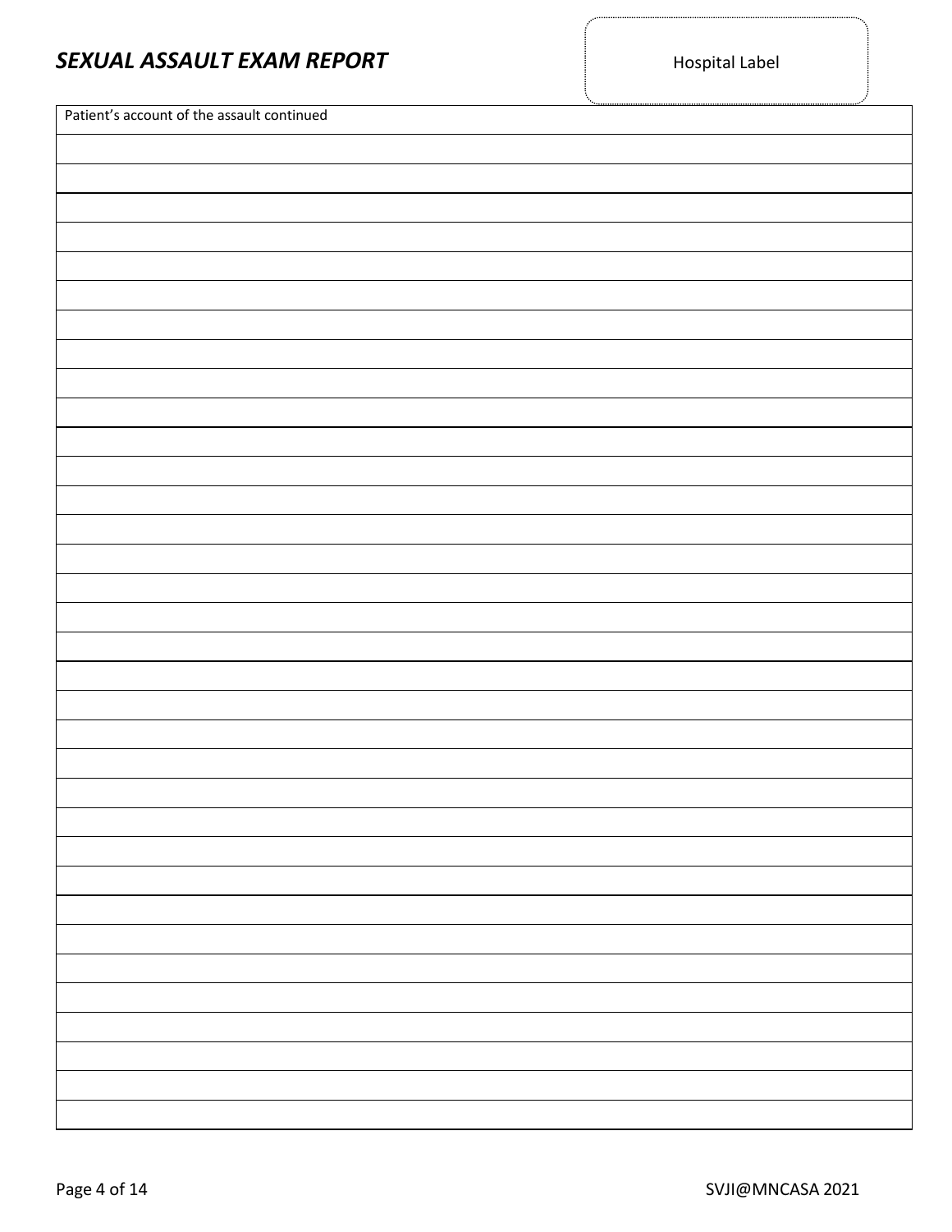# *SEXUAL ASSAULT EXAM REPORT*

Hospital Label

| Patient's account of the assault continued |
| --- |
| |
| |
| |
| |
| |
| |
| |
| |
| |
| |
| |
| |
| |
| |
| |
| |
| |
| |
| |
| |
| |
| |
| |
| |
| |
| |
| |
| |
| |
| |
| |
| |
| |
| |
| |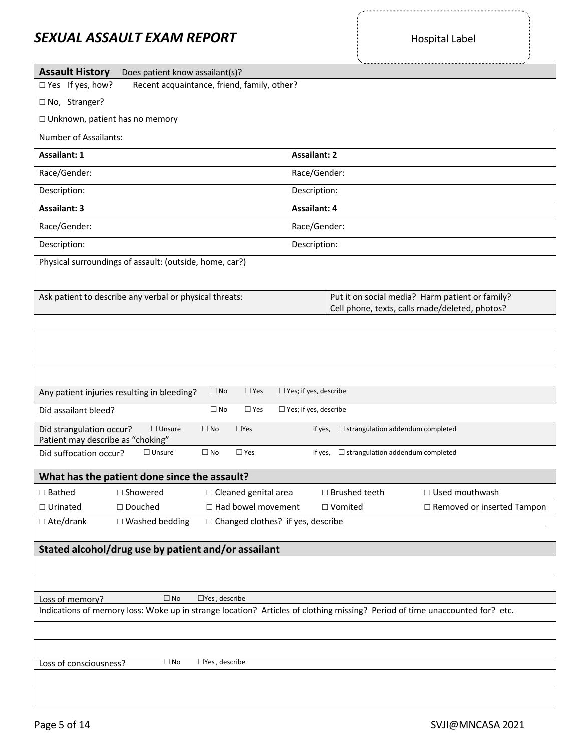# SEXUAL ASSAULT EXAM REPORT

Hospital Label

## Assault History

Does patient know assailant(s)?

☐ Yes If yes, how? Recent acquaintance, friend, family, other?

☐ No, Stranger?

☐ Unknown, patient has no memory

Number of Assailants:

| **Assailant: 1** | **Assailant: 2** |
|---|---|
| Race/Gender: | Race/Gender: |
| Description: | Description: |
| **Assailant: 3** | **Assailant: 4** |
| Race/Gender: | Race/Gender: |
| Description: | Description: |

Physical surroundings of assault: (outside, home, car?)

Ask patient to describe any verbal or physical threats: Put it on social media? Harm patient or family? Cell phone, texts, calls made/deleted, photos?

Any patient injuries resulting in bleeding? ☐ No ☐ Yes ☐ Yes; if yes, describe

Did assailant bleed? ☐ No ☐ Yes ☐ Yes; if yes, describe

Did strangulation occur? ☐ Unsure ☐ No ☐Yes if yes, ☐ strangulation addendum completed
Patient may describe as "choking"

Did suffocation occur? ☐ Unsure ☐ No ☐ Yes if yes, ☐ strangulation addendum completed

## What has the patient done since the assault?

| | | | | |
|---|---|---|---|---|
| ☐ Bathed | ☐ Showered | ☐ Cleaned genital area | ☐ Brushed teeth | ☐ Used mouthwash |
| ☐ Urinated | ☐ Douched | ☐ Had bowel movement | ☐ Vomited | ☐ Removed or inserted Tampon |
| ☐ Ate/drank | ☐ Washed bedding | ☐ Changed clothes? if yes, describe | | |

## Stated alcohol/drug use by patient and/or assailant

Loss of memory? ☐ No ☐Yes , describe

Indications of memory loss: Woke up in strange location? Articles of clothing missing? Period of time unaccounted for? etc.

Loss of consciousness? ☐ No ☐Yes , describe

SVJI@MNCASA 2021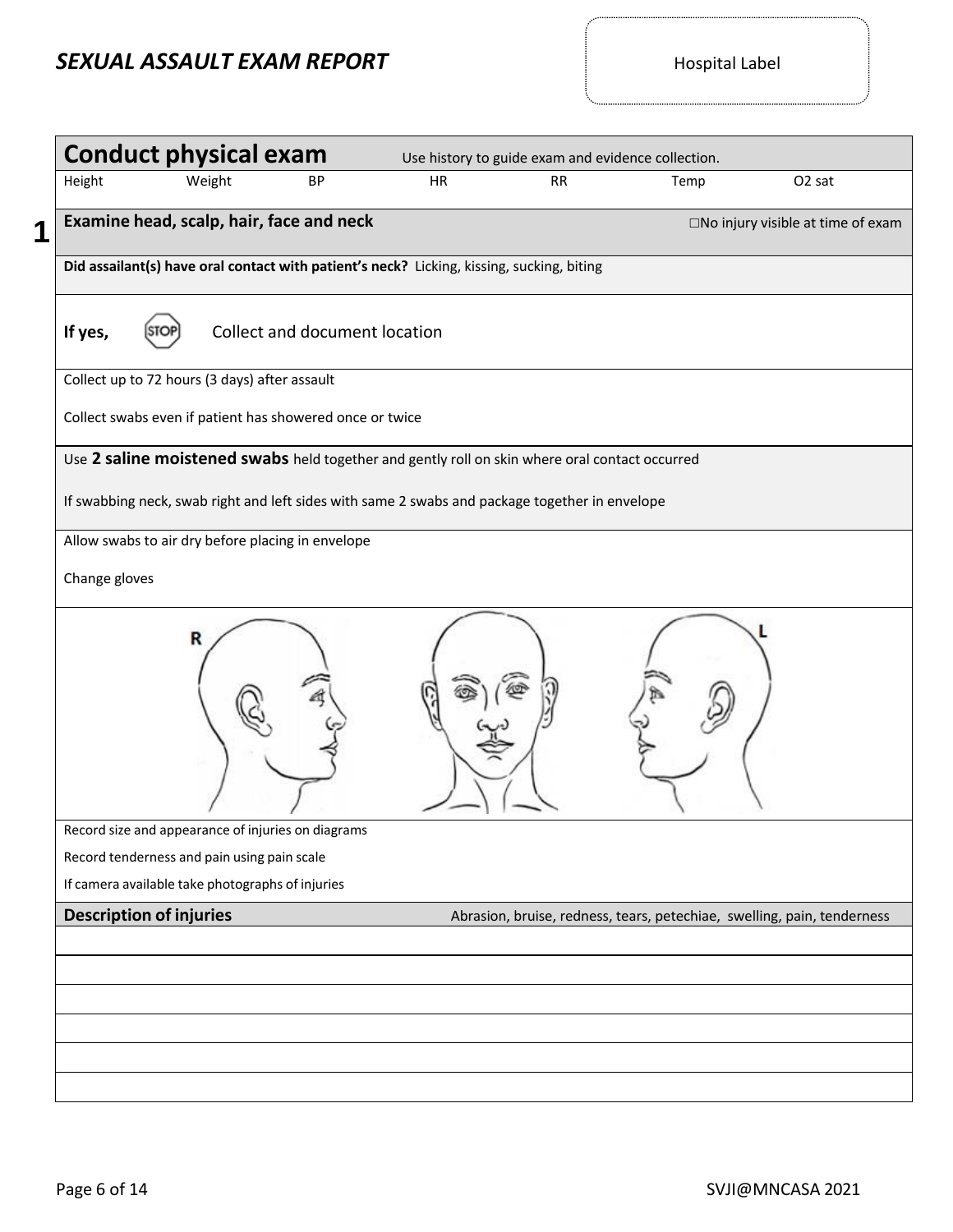# *SEXUAL ASSAULT EXAM REPORT*

Hospital Label

## Conduct physical exam

Use history to guide exam and evidence collection.

| Height | Weight | BP | HR | RR | Temp | O2 sat |
| --- | --- | --- | --- | --- | --- | --- |
| | | | | | | |

**1**

### Examine head, scalp, hair, face and neck

☐No injury visible at time of exam

**Did assailant(s) have oral contact with patient's neck?** Licking, kissing, sucking, biting

**If yes,** STOP Collect and document location

Collect up to 72 hours (3 days) after assault

Collect swabs even if patient has showered once or twice

Use **2 saline moistened swabs** held together and gently roll on skin where oral contact occurred

If swabbing neck, swab right and left sides with same 2 swabs and package together in envelope

Allow swabs to air dry before placing in envelope

Change gloves

R L

Record size and appearance of injuries on diagrams

Record tenderness and pain using pain scale

If camera available take photographs of injuries

**Description of injuries** Abrasion, bruise, redness, tears, petechiae, swelling, pain, tenderness

| |
| --- |
| |
| |
| |
| |
| |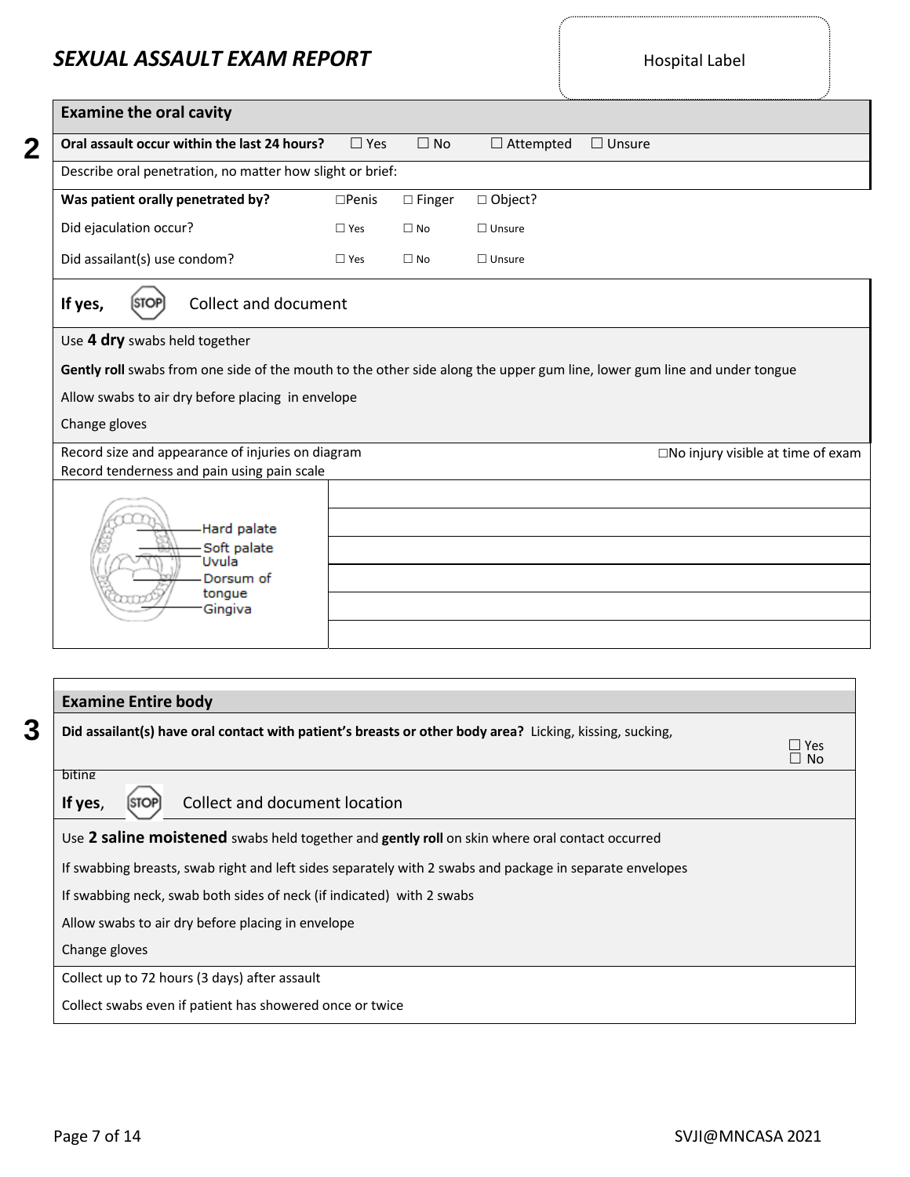# SEXUAL ASSAULT EXAM REPORT

Hospital Label

## Examine the oral cavity

**2**

| **Oral assault occur within the last 24 hours?** | ☐ Yes | ☐ No | ☐ Attempted | ☐ Unsure |
|---|---|---|---|---|
| Describe oral penetration, no matter how slight or brief: | | | | |
| **Was patient orally penetrated by?** | ☐ Penis | ☐ Finger | ☐ Object? | |
| Did ejaculation occur? | ☐ Yes | ☐ No | ☐ Unsure | |
| Did assailant(s) use condom? | ☐ Yes | ☐ No | ☐ Unsure | |

**If yes,** STOP Collect and document

Use **4 dry** swabs held together

**Gently roll** swabs from one side of the mouth to the other side along the upper gum line, lower gum line and under tongue

Allow swabs to air dry before placing in envelope

Change gloves

Record size and appearance of injuries on diagram
Record tenderness and pain using pain scale

☐ No injury visible at time of exam

Hard palate
Soft palate
Uvula
Dorsum of tongue
Gingiva

## Examine Entire body

**3**

**Did assailant(s) have oral contact with patient's breasts or other body area?** Licking, kissing, sucking, biting ☐ Yes ☐ No

**If yes**, STOP Collect and document location

Use **2 saline moistened** swabs held together and **gently roll** on skin where oral contact occurred

If swabbing breasts, swab right and left sides separately with 2 swabs and package in separate envelopes

If swabbing neck, swab both sides of neck (if indicated) with 2 swabs

Allow swabs to air dry before placing in envelope

Change gloves

Collect up to 72 hours (3 days) after assault

Collect swabs even if patient has showered once or twice

SVJI@MNCASA 2021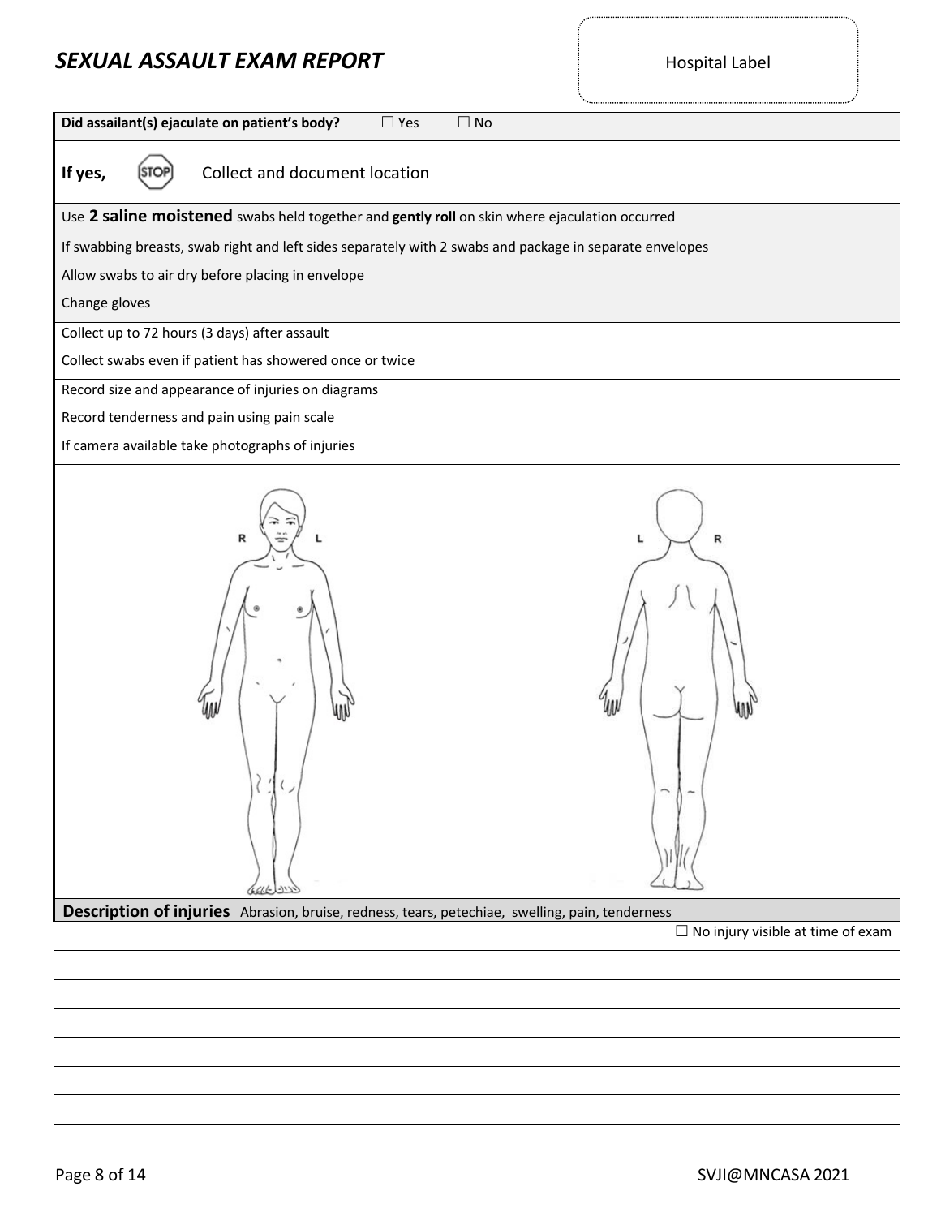# *SEXUAL ASSAULT EXAM REPORT*

Hospital Label

**Did assailant(s) ejaculate on patient's body?** ☐ Yes ☐ No

**If yes,** STOP Collect and document location

Use **2 saline moistened** swabs held together and **gently roll** on skin where ejaculation occurred

If swabbing breasts, swab right and left sides separately with 2 swabs and package in separate envelopes

Allow swabs to air dry before placing in envelope

Change gloves

Collect up to 72 hours (3 days) after assault

Collect swabs even if patient has showered once or twice

Record size and appearance of injuries on diagrams

Record tenderness and pain using pain scale

If camera available take photographs of injuries

R L L R

**Description of injuries** Abrasion, bruise, redness, tears, petechiae, swelling, pain, tenderness

☐ No injury visible at time of exam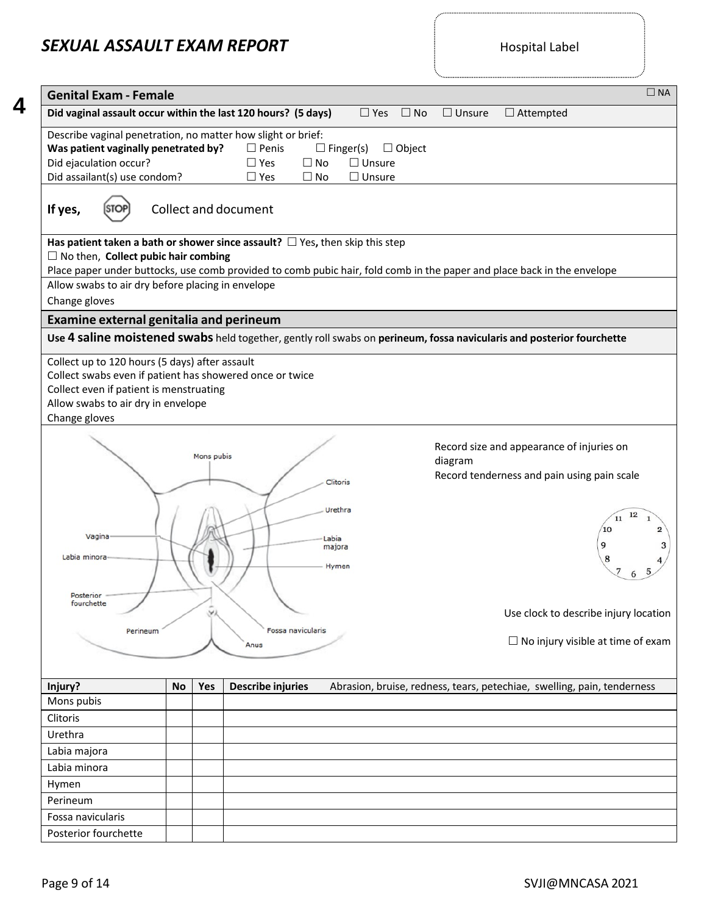# SEXUAL ASSAULT EXAM REPORT

Hospital Label

**4**

## Genital Exam - Female

☐ NA

**Did vaginal assault occur within the last 120 hours? (5 days)** ☐ Yes ☐ No ☐ Unsure ☐ Attempted

Describe vaginal penetration, no matter how slight or brief:

**Was patient vaginally penetrated by?** ☐ Penis ☐ Finger(s) ☐ Object

Did ejaculation occur? ☐ Yes ☐ No ☐ Unsure

Did assailant(s) use condom? ☐ Yes ☐ No ☐ Unsure

**If yes,** STOP Collect and document

**Has patient taken a bath or shower since assault?** ☐ Yes**,** then skip this step

☐ No then, **Collect pubic hair combing**

Place paper under buttocks, use comb provided to comb pubic hair, fold comb in the paper and place back in the envelope

Allow swabs to air dry before placing in envelope

Change gloves

### Examine external genitalia and perineum

Use **4 saline moistened swabs** held together, gently roll swabs on **perineum, fossa navicularis and posterior fourchette**

Collect up to 120 hours (5 days) after assault

Collect swabs even if patient has showered once or twice

Collect even if patient is menstruating

Allow swabs to air dry in envelope

Change gloves

Diagram labels: Mons pubis, Clitoris, Urethra, Vagina, Labia majora, Labia minora, Hymen, Posterior fourchette, Perineum, Fossa navicularis, Anus

Record size and appearance of injuries on diagram

Record tenderness and pain using pain scale

Use clock to describe injury location

☐ No injury visible at time of exam

| Injury? | No | Yes | Describe injuries Abrasion, bruise, redness, tears, petechiae, swelling, pain, tenderness |
|---|---|---|---|
| Mons pubis | | | |
| Clitoris | | | |
| Urethra | | | |
| Labia majora | | | |
| Labia minora | | | |
| Hymen | | | |
| Perineum | | | |
| Fossa navicularis | | | |
| Posterior fourchette | | | |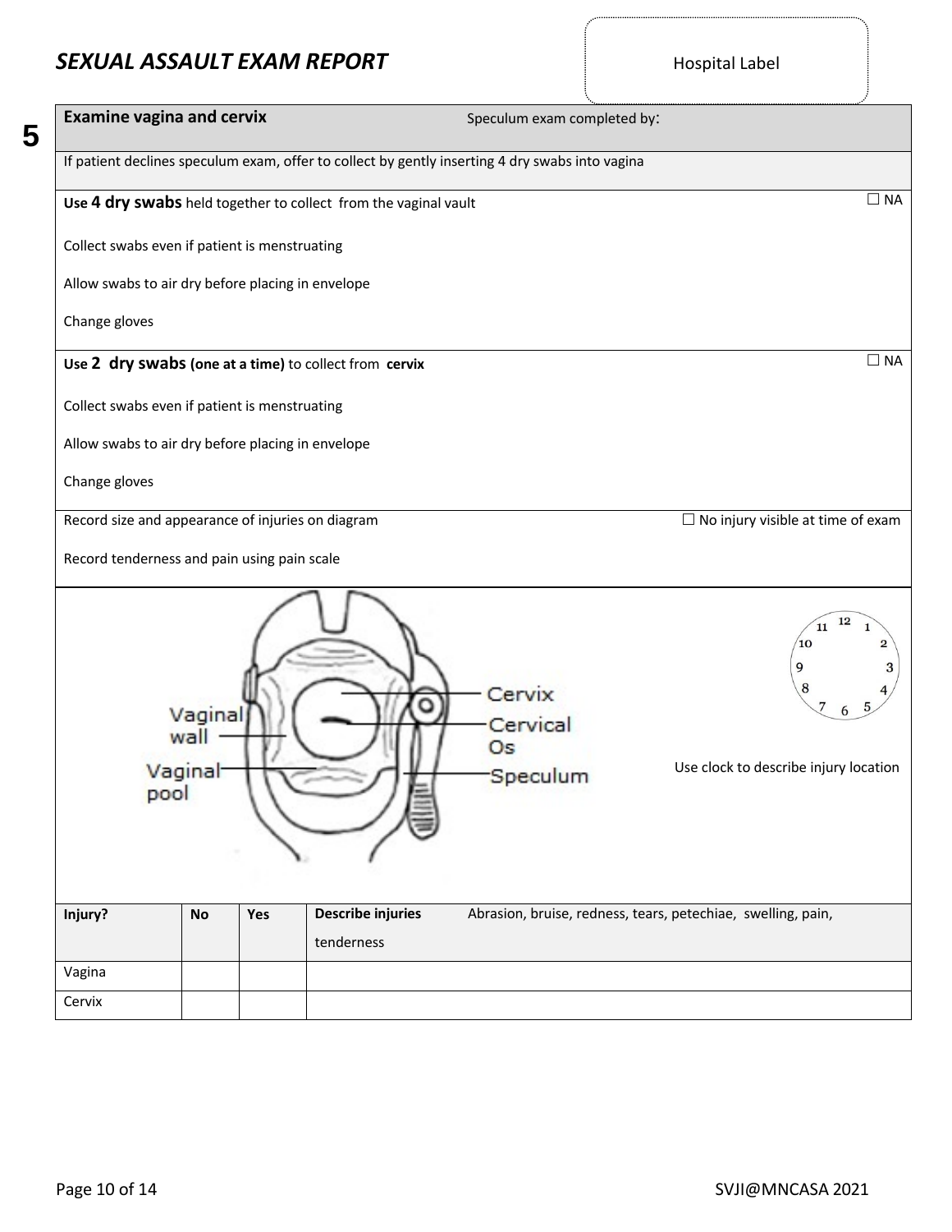# *SEXUAL ASSAULT EXAM REPORT*

Hospital Label

**5**

**Examine vagina and cervix** Speculum exam completed by:

If patient declines speculum exam, offer to collect by gently inserting 4 dry swabs into vagina

Use **4 dry swabs** held together to collect from the vaginal vault ☐ NA

Collect swabs even if patient is menstruating

Allow swabs to air dry before placing in envelope

Change gloves

Use **2 dry swabs (one at a time)** to collect from **cervix** ☐ NA

Collect swabs even if patient is menstruating

Allow swabs to air dry before placing in envelope

Change gloves

Record size and appearance of injuries on diagram ☐ No injury visible at time of exam

Record tenderness and pain using pain scale

Vaginal wall, Vaginal pool, Cervix, Cervical Os, Speculum

Use clock to describe injury location

| Injury? | No | Yes | Describe injuries Abrasion, bruise, redness, tears, petechiae, swelling, pain, tenderness |
|---|---|---|---|
| Vagina | | | |
| Cervix | | | |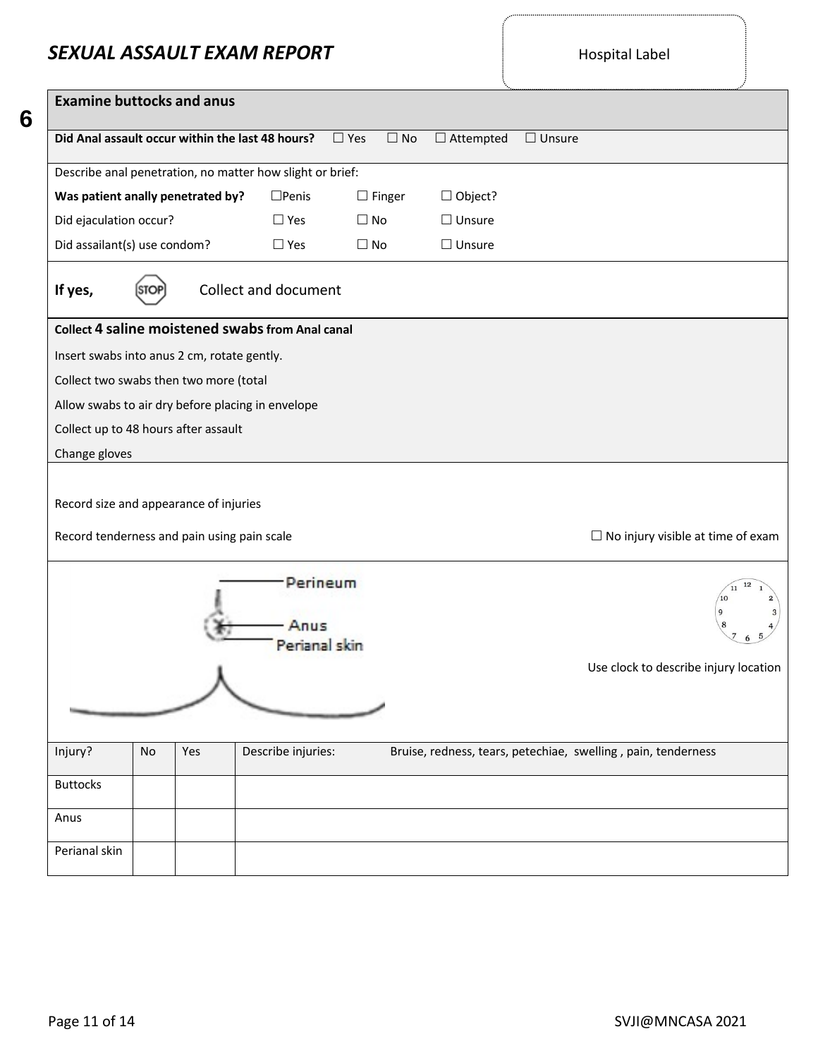# *SEXUAL ASSAULT EXAM REPORT*

Hospital Label

**6**

## Examine buttocks and anus

**Did Anal assault occur within the last 48 hours?** ☐ Yes ☐ No ☐ Attempted ☐ Unsure

Describe anal penetration, no matter how slight or brief:

| | | | |
|---|---|---|---|
| **Was patient anally penetrated by?** | ☐Penis | ☐ Finger | ☐ Object? |
| Did ejaculation occur? | ☐ Yes | ☐ No | ☐ Unsure |
| Did assailant(s) use condom? | ☐ Yes | ☐ No | ☐ Unsure |

**If yes,** STOP Collect and document

**Collect 4 saline moistened swabs from Anal canal**

Insert swabs into anus 2 cm, rotate gently.

Collect two swabs then two more (total

Allow swabs to air dry before placing in envelope

Collect up to 48 hours after assault

Change gloves

Record size and appearance of injuries

Record tenderness and pain using pain scale

☐ No injury visible at time of exam

Perineum

Anus

Perianal skin

Use clock to describe injury location

| Injury? | No | Yes | Describe injuries: Bruise, redness, tears, petechiae, swelling , pain, tenderness |
|---|---|---|---|
| Buttocks | | | |
| Anus | | | |
| Perianal skin | | | |

SVJI@MNCASA 2021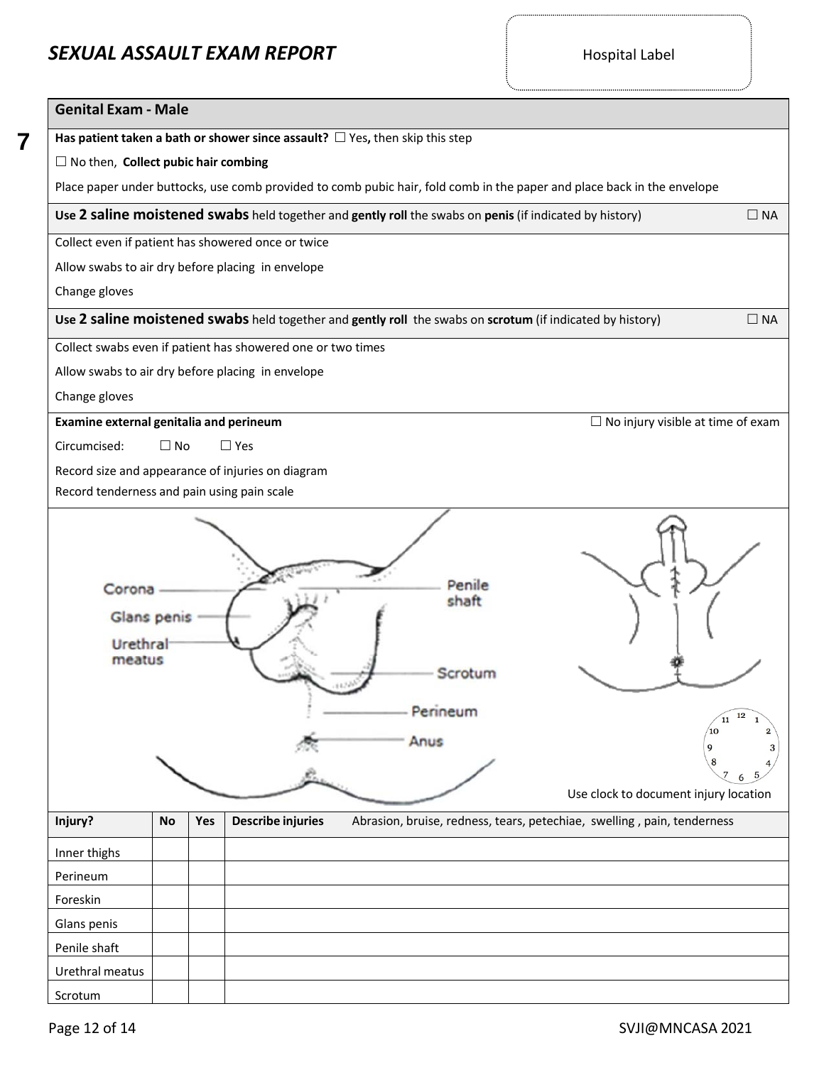# SEXUAL ASSAULT EXAM REPORT

Hospital Label

## Genital Exam - Male

**7**

**Has patient taken a bath or shower since assault?** ☐ Yes**,** then skip this step

☐ No then, **Collect pubic hair combing**

Place paper under buttocks, use comb provided to comb pubic hair, fold comb in the paper and place back in the envelope

**Use 2 saline moistened swabs** held together and **gently roll** the swabs on **penis** (if indicated by history) ☐ NA

Collect even if patient has showered once or twice

Allow swabs to air dry before placing in envelope

Change gloves

**Use 2 saline moistened swabs** held together and **gently roll** the swabs on **scrotum** (if indicated by history) ☐ NA

Collect swabs even if patient has showered one or two times

Allow swabs to air dry before placing in envelope

Change gloves

**Examine external genitalia and perineum** ☐ No injury visible at time of exam

Circumcised: ☐ No ☐ Yes

Record size and appearance of injuries on diagram

Record tenderness and pain using pain scale

Corona

Glans penis

Urethral meatus

Penile shaft

Scrotum

Perineum

Anus

Use clock to document injury location

| Injury? | No | Yes | Describe injuries Abrasion, bruise, redness, tears, petechiae, swelling , pain, tenderness |
|---|---|---|---|
| Inner thighs | | | |
| Perineum | | | |
| Foreskin | | | |
| Glans penis | | | |
| Penile shaft | | | |
| Urethral meatus | | | |
| Scrotum | | | |

SVJI@MNCASA 2021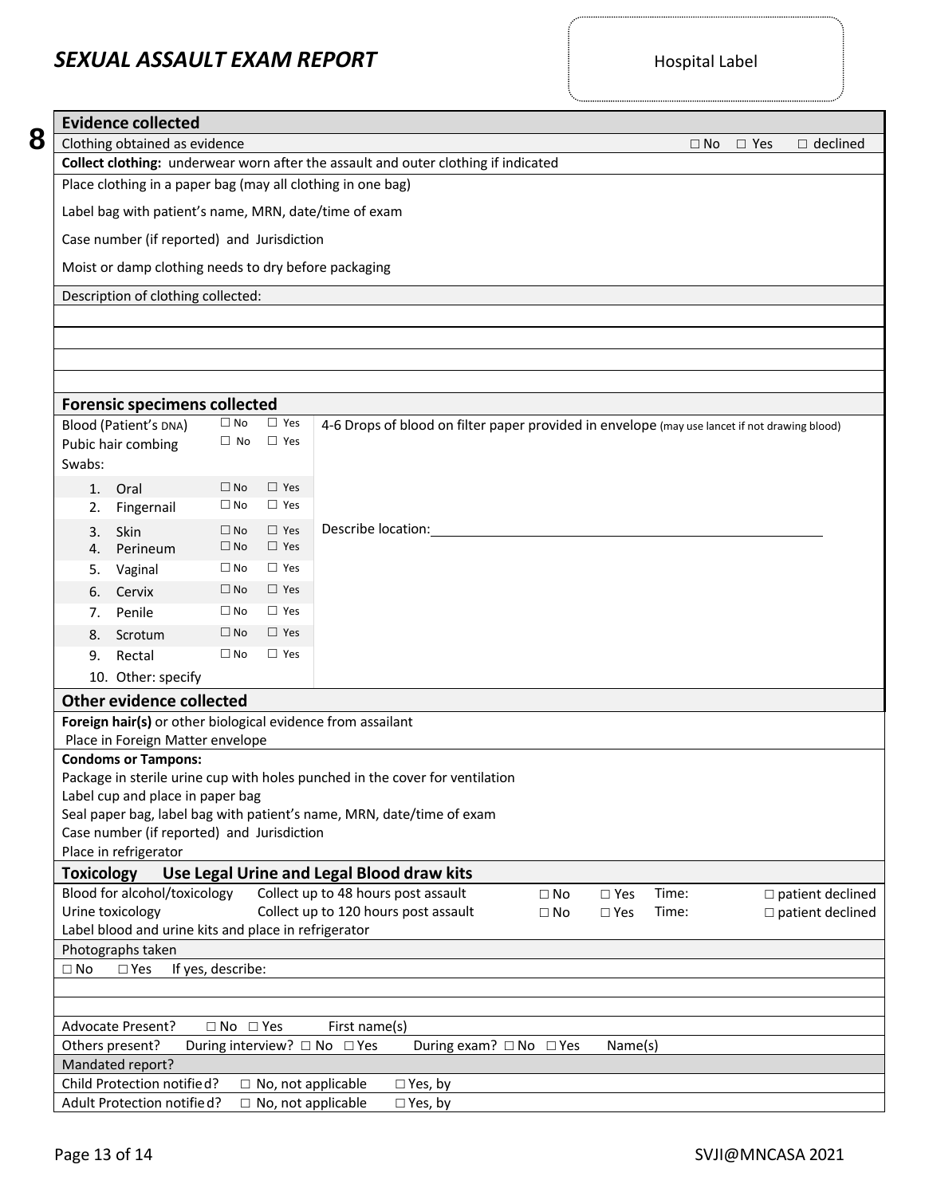# SEXUAL ASSAULT EXAM REPORT

Hospital Label

**8**

## Evidence collected

Clothing obtained as evidence ☐ No ☐ Yes ☐ declined

**Collect clothing:** underwear worn after the assault and outer clothing if indicated

Place clothing in a paper bag (may all clothing in one bag)

Label bag with patient's name, MRN, date/time of exam

Case number (if reported) and Jurisdiction

Moist or damp clothing needs to dry before packaging

Description of clothing collected:

## Forensic specimens collected

| Specimen | No | Yes | |
|---|---|---|---|
| Blood (Patient's DNA) | ☐ No | ☐ Yes | 4-6 Drops of blood on filter paper provided in envelope (may use lancet if not drawing blood) |
| Pubic hair combing | ☐ No | ☐ Yes | |
| Swabs: | | | |
| 1. Oral | ☐ No | ☐ Yes | |
| 2. Fingernail | ☐ No | ☐ Yes | |
| 3. Skin | ☐ No | ☐ Yes | Describe location:_______________ |
| 4. Perineum | ☐ No | ☐ Yes | |
| 5. Vaginal | ☐ No | ☐ Yes | |
| 6. Cervix | ☐ No | ☐ Yes | |
| 7. Penile | ☐ No | ☐ Yes | |
| 8. Scrotum | ☐ No | ☐ Yes | |
| 9. Rectal | ☐ No | ☐ Yes | |
| 10. Other: specify | | | |

## Other evidence collected

**Foreign hair(s)** or other biological evidence from assailant
Place in Foreign Matter envelope

**Condoms or Tampons:**
Package in sterile urine cup with holes punched in the cover for ventilation
Label cup and place in paper bag
Seal paper bag, label bag with patient's name, MRN, date/time of exam
Case number (if reported) and Jurisdiction
Place in refrigerator

## Toxicology Use Legal Urine and Legal Blood draw kits

| | | | | | |
|---|---|---|---|---|---|
| Blood for alcohol/toxicology | Collect up to 48 hours post assault | ☐ No | ☐ Yes | Time: | ☐ patient declined |
| Urine toxicology | Collect up to 120 hours post assault | ☐ No | ☐ Yes | Time: | ☐ patient declined |

Label blood and urine kits and place in refrigerator

Photographs taken

☐ No ☐ Yes If yes, describe:

Advocate Present? ☐ No ☐ Yes First name(s)

Others present? During interview? ☐ No ☐ Yes During exam? ☐ No ☐ Yes Name(s)

Mandated report?

Child Protection notified? ☐ No, not applicable ☐ Yes, by

Adult Protection notified? ☐ No, not applicable ☐ Yes, by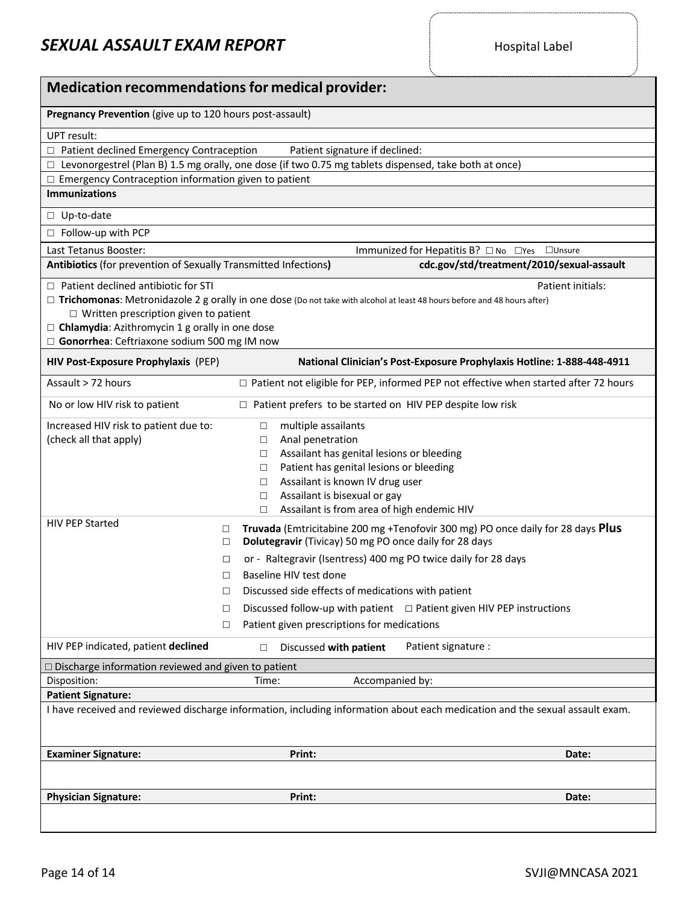# *SEXUAL ASSAULT EXAM REPORT*

Hospital Label

## Medication recommendations for medical provider:

**Pregnancy Prevention** (give up to 120 hours post-assault)

UPT result:

☐ Patient declined Emergency Contraception Patient signature if declined:

☐ Levonorgestrel (Plan B) 1.5 mg orally, one dose (if two 0.75 mg tablets dispensed, take both at once)

☐ Emergency Contraception information given to patient

**Immunizations**

☐ Up-to-date

☐ Follow-up with PCP

Last Tetanus Booster: Immunized for Hepatitis B? ☐ No ☐Yes ☐Unsure

**Antibiotics** (for prevention of Sexually Transmitted Infections**)** **cdc.gov/std/treatment/2010/sexual-assault**

☐ Patient declined antibiotic for STI Patient initials:

☐ **Trichomonas**: Metronidazole 2 g orally in one dose (Do not take with alcohol at least 48 hours before and 48 hours after)

☐ Written prescription given to patient

☐ **Chlamydia**: Azithromycin 1 g orally in one dose

☐ **Gonorrhea**: Ceftriaxone sodium 500 mg IM now

**HIV Post-Exposure Prophylaxis** (PEP) **National Clinician's Post-Exposure Prophylaxis Hotline: 1-888-448-4911**

| | |
|---|---|
| Assault > 72 hours | ☐ Patient not eligible for PEP, informed PEP not effective when started after 72 hours |
| No or low HIV risk to patient | ☐ Patient prefers to be started on HIV PEP despite low risk |
| Increased HIV risk to patient due to: (check all that apply) | ☐ multiple assailants<br>☐ Anal penetration<br>☐ Assailant has genital lesions or bleeding<br>☐ Patient has genital lesions or bleeding<br>☐ Assailant is known IV drug user<br>☐ Assailant is bisexual or gay<br>☐ Assailant is from area of high endemic HIV |
| HIV PEP Started | ☐ **Truvada** (Emtricitabine 200 mg +Tenofovir 300 mg) PO once daily for 28 days **Plus**<br>☐ **Dolutegravir** (Tivicay) 50 mg PO once daily for 28 days<br>☐ or - Raltegravir (Isentress) 400 mg PO twice daily for 28 days<br>☐ Baseline HIV test done<br>☐ Discussed side effects of medications with patient<br>☐ Discussed follow-up with patient ☐ Patient given HIV PEP instructions<br>☐ Patient given prescriptions for medications |
| HIV PEP indicated, patient **declined** | ☐ Discussed **with patient** Patient signature : |

☐ Discharge information reviewed and given to patient

Disposition: Time: Accompanied by:

**Patient Signature:**

I have received and reviewed discharge information, including information about each medication and the sexual assault exam.

| **Examiner Signature:** | **Print:** | **Date:** |
|---|---|---|
| | | |

| **Physician Signature:** | **Print:** | **Date:** |
|---|---|---|
| | | |

SVJI@MNCASA 2021